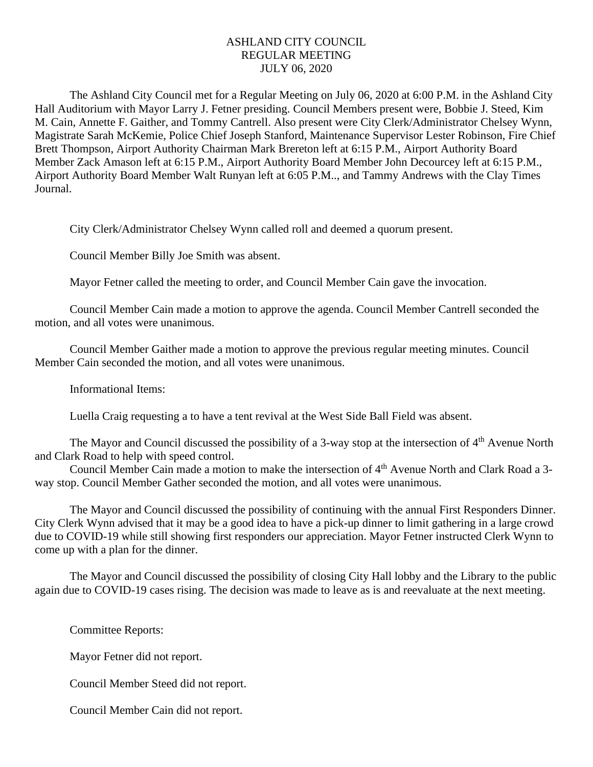# ASHLAND CITY COUNCIL
## REGULAR MEETING
## JULY 06, 2020

The Ashland City Council met for a Regular Meeting on July 06, 2020 at 6:00 P.M. in the Ashland City Hall Auditorium with Mayor Larry J. Fetner presiding. Council Members present were, Bobbie J. Steed, Kim M. Cain, Annette F. Gaither, and Tommy Cantrell. Also present were City Clerk/Administrator Chelsey Wynn, Magistrate Sarah McKemie, Police Chief Joseph Stanford, Maintenance Supervisor Lester Robinson, Fire Chief Brett Thompson, Airport Authority Chairman Mark Brereton left at 6:15 P.M., Airport Authority Board Member Zack Amason left at 6:15 P.M., Airport Authority Board Member John Decourcey left at 6:15 P.M., Airport Authority Board Member Walt Runyan left at 6:05 P.M.., and Tammy Andrews with the Clay Times Journal.

City Clerk/Administrator Chelsey Wynn called roll and deemed a quorum present.

Council Member Billy Joe Smith was absent.

Mayor Fetner called the meeting to order, and Council Member Cain gave the invocation.

Council Member Cain made a motion to approve the agenda. Council Member Cantrell seconded the motion, and all votes were unanimous.

Council Member Gaither made a motion to approve the previous regular meeting minutes. Council Member Cain seconded the motion, and all votes were unanimous.

Informational Items:

Luella Craig requesting a to have a tent revival at the West Side Ball Field was absent.

The Mayor and Council discussed the possibility of a 3-way stop at the intersection of 4th Avenue North and Clark Road to help with speed control.

Council Member Cain made a motion to make the intersection of 4th Avenue North and Clark Road a 3-way stop. Council Member Gather seconded the motion, and all votes were unanimous.

The Mayor and Council discussed the possibility of continuing with the annual First Responders Dinner. City Clerk Wynn advised that it may be a good idea to have a pick-up dinner to limit gathering in a large crowd due to COVID-19 while still showing first responders our appreciation. Mayor Fetner instructed Clerk Wynn to come up with a plan for the dinner.

The Mayor and Council discussed the possibility of closing City Hall lobby and the Library to the public again due to COVID-19 cases rising. The decision was made to leave as is and reevaluate at the next meeting.

Committee Reports:

Mayor Fetner did not report.

Council Member Steed did not report.

Council Member Cain did not report.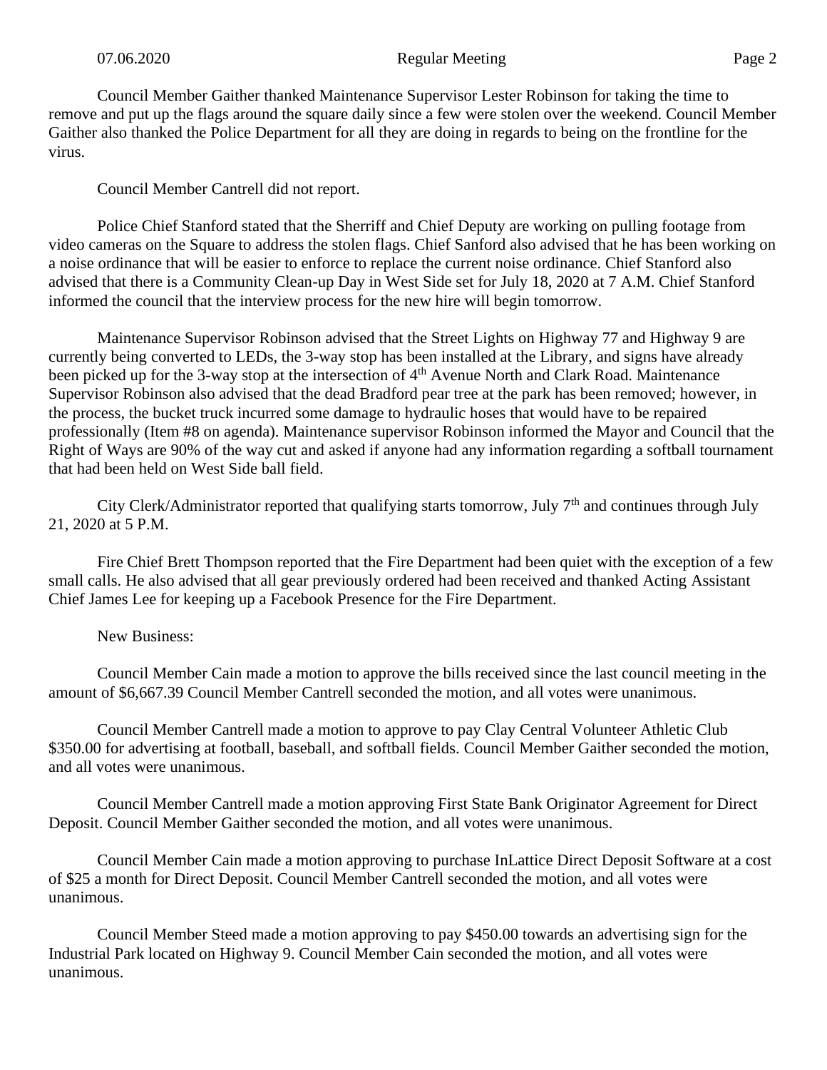Council Member Gaither thanked Maintenance Supervisor Lester Robinson for taking the time to remove and put up the flags around the square daily since a few were stolen over the weekend. Council Member Gaither also thanked the Police Department for all they are doing in regards to being on the frontline for the virus.

Council Member Cantrell did not report.

Police Chief Stanford stated that the Sherriff and Chief Deputy are working on pulling footage from video cameras on the Square to address the stolen flags. Chief Sanford also advised that he has been working on a noise ordinance that will be easier to enforce to replace the current noise ordinance. Chief Stanford also advised that there is a Community Clean-up Day in West Side set for July 18, 2020 at 7 A.M. Chief Stanford informed the council that the interview process for the new hire will begin tomorrow.

Maintenance Supervisor Robinson advised that the Street Lights on Highway 77 and Highway 9 are currently being converted to LEDs, the 3-way stop has been installed at the Library, and signs have already been picked up for the 3-way stop at the intersection of 4th Avenue North and Clark Road. Maintenance Supervisor Robinson also advised that the dead Bradford pear tree at the park has been removed; however, in the process, the bucket truck incurred some damage to hydraulic hoses that would have to be repaired professionally (Item #8 on agenda). Maintenance supervisor Robinson informed the Mayor and Council that the Right of Ways are 90% of the way cut and asked if anyone had any information regarding a softball tournament that had been held on West Side ball field.

City Clerk/Administrator reported that qualifying starts tomorrow, July 7th and continues through July 21, 2020 at 5 P.M.

Fire Chief Brett Thompson reported that the Fire Department had been quiet with the exception of a few small calls. He also advised that all gear previously ordered had been received and thanked Acting Assistant Chief James Lee for keeping up a Facebook Presence for the Fire Department.

New Business:

Council Member Cain made a motion to approve the bills received since the last council meeting in the amount of $6,667.39 Council Member Cantrell seconded the motion, and all votes were unanimous.

Council Member Cantrell made a motion to approve to pay Clay Central Volunteer Athletic Club $350.00 for advertising at football, baseball, and softball fields. Council Member Gaither seconded the motion, and all votes were unanimous.

Council Member Cantrell made a motion approving First State Bank Originator Agreement for Direct Deposit. Council Member Gaither seconded the motion, and all votes were unanimous.

Council Member Cain made a motion approving to purchase InLattice Direct Deposit Software at a cost of $25 a month for Direct Deposit. Council Member Cantrell seconded the motion, and all votes were unanimous.

Council Member Steed made a motion approving to pay $450.00 towards an advertising sign for the Industrial Park located on Highway 9. Council Member Cain seconded the motion, and all votes were unanimous.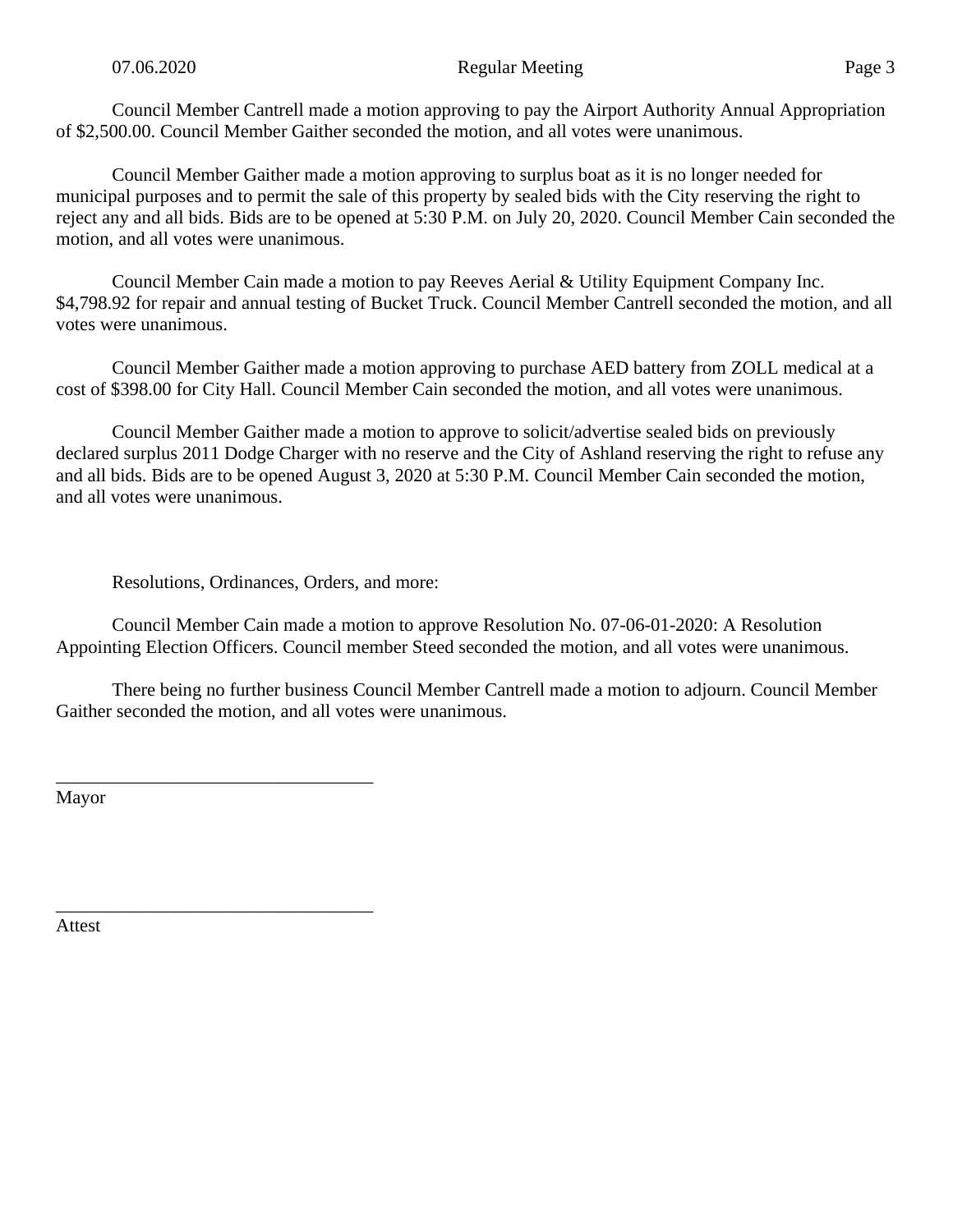Council Member Cantrell made a motion approving to pay the Airport Authority Annual Appropriation of $2,500.00. Council Member Gaither seconded the motion, and all votes were unanimous.

Council Member Gaither made a motion approving to surplus boat as it is no longer needed for municipal purposes and to permit the sale of this property by sealed bids with the City reserving the right to reject any and all bids. Bids are to be opened at 5:30 P.M. on July 20, 2020. Council Member Cain seconded the motion, and all votes were unanimous.

Council Member Cain made a motion to pay Reeves Aerial & Utility Equipment Company Inc. $4,798.92 for repair and annual testing of Bucket Truck. Council Member Cantrell seconded the motion, and all votes were unanimous.

Council Member Gaither made a motion approving to purchase AED battery from ZOLL medical at a cost of $398.00 for City Hall. Council Member Cain seconded the motion, and all votes were unanimous.

Council Member Gaither made a motion to approve to solicit/advertise sealed bids on previously declared surplus 2011 Dodge Charger with no reserve and the City of Ashland reserving the right to refuse any and all bids. Bids are to be opened August 3, 2020 at 5:30 P.M. Council Member Cain seconded the motion, and all votes were unanimous.

Resolutions, Ordinances, Orders, and more:

Council Member Cain made a motion to approve Resolution No. 07-06-01-2020: A Resolution Appointing Election Officers. Council member Steed seconded the motion, and all votes were unanimous.

There being no further business Council Member Cantrell made a motion to adjourn. Council Member Gaither seconded the motion, and all votes were unanimous.

___________________________________
Mayor

___________________________________
Attest